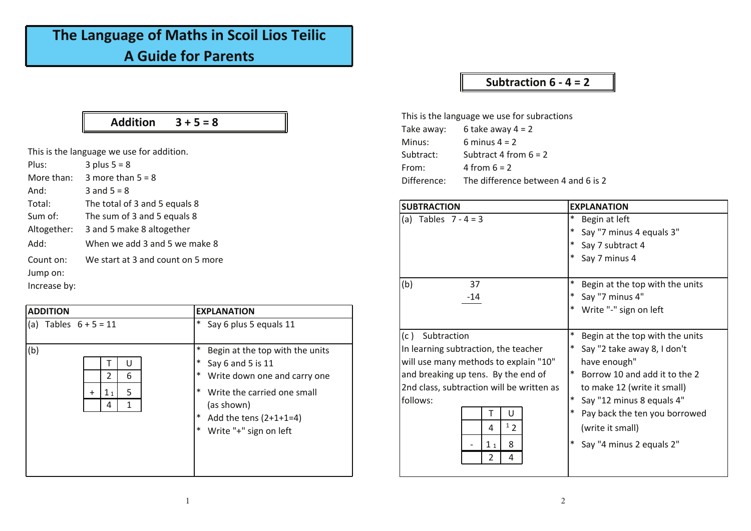# The Language of Maths in Scoil Lios Teilic
# A Guide for Parents

## Addition $3 + 5 = 8$

This is the language we use for addition.

| | |
|---|---|
| Plus: | 3 plus 5 = 8 |
| More than: | 3 more than 5 = 8 |
| And: | 3 and 5 = 8 |
| Total: | The total of 3 and 5 equals 8 |
| Sum of: | The sum of 3 and 5 equals 8 |
| Altogether: | 3 and 5 make 8 altogether |
| Add: | When we add 3 and 5 we make 8 |
| Count on: | We start at 3 and count on 5 more |
| Jump on: | |
| Increase by: | |

| ADDITION | EXPLANATION |
|---|---|
| (a) Tables 6 + 5 = 11 | * Say 6 plus 5 equals 11 |
| (b) T U: 2 6 / + 1₁ 5 / 4 1 | * Begin at the top with the units<br>* Say 6 and 5 is 11<br>* Write down one and carry one<br>* Write the carried one small (as shown)<br>* Add the tens (2+1+1=4)<br>* Write "+" sign on left |

|   | T | U |
|---|---|---|
|   | 2 | 6 |
| + | $1_1$ | 5 |
|   | 4 | 1 |

## Subtraction $6 - 4 = 2$

This is the language we use for subractions

| | |
|---|---|
| Take away: | 6 take away 4 = 2 |
| Minus: | 6 minus 4 = 2 |
| Subtract: | Subtract 4 from 6 = 2 |
| From: | 4 from 6 = 2 |
| Difference: | The difference between 4 and 6 is 2 |

| SUBTRACTION | EXPLANATION |
|---|---|
| (a) Tables 7 - 4 = 3 | * Begin at left<br>* Say "7 minus 4 equals 3"<br>* Say 7 subtract 4<br>* Say 7 minus 4 |
| (b) 37 / -14 | * Begin at the top with the units<br>* Say "7 minus 4"<br>* Write "-" sign on left |
| (c) Subtraction<br>In learning subtraction, the teacher will use many methods to explain "10" and breaking up tens. By the end of 2nd class, subtraction will be written as follows: | * Begin at the top with the units<br>* Say "2 take away 8, I don't have enough"<br>* Borrow 10 and add it to the 2 to make 12 (write it small)<br>* Say "12 minus 8 equals 4"<br>* Pay back the ten you borrowed (write it small)<br>* Say "4 minus 2 equals 2" |

|   | T | U |
|---|---|---|
|   | 4 | $^1 2$ |
| - | $1_1$ | 8 |
|   | 2 | 4 |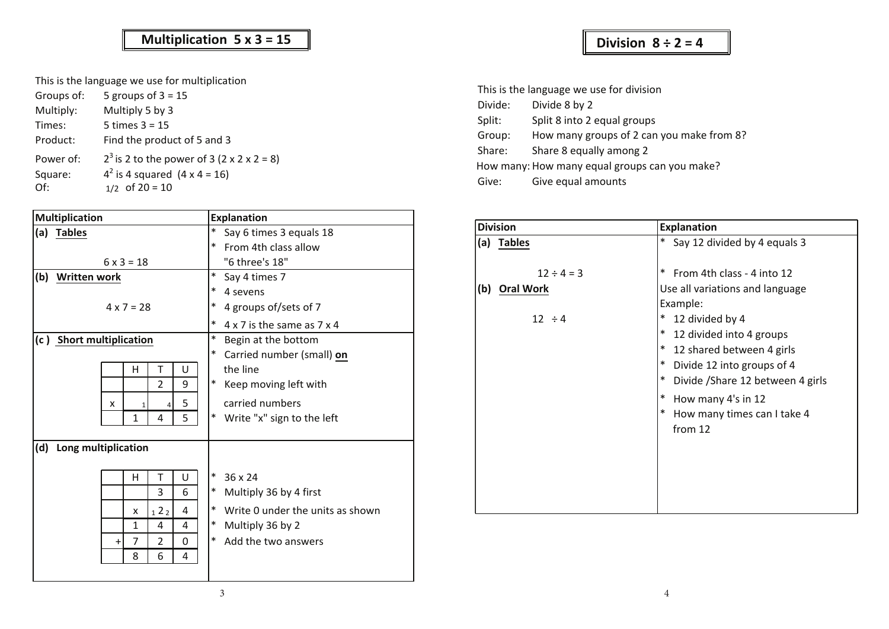## Multiplication $5 \times 3 = 15$

This is the language we use for multiplication

| | |
|---|---|
| Groups of: | 5 groups of 3 = 15 |
| Multiply: | Multiply 5 by 3 |
| Times: | 5 times 3 = 15 |
| Product: | Find the product of 5 and 3 |
| Power of: | $2^3$ is 2 to the power of 3 ($2 \times 2 \times 2 = 8$) |
| Square: | $4^2$ is 4 squared ($4 \times 4 = 16$) |
| Of: | 1/2 of 20 = 10 |

| Multiplication | Explanation |
|---|---|
| **(a) Tables**<br><br>6 x 3 = 18 | * Say 6 times 3 equals 18<br>* From 4th class allow "6 three's 18" |
| **(b) Written work**<br><br>4 x 7 = 28 | * Say 4 times 7<br>* 4 sevens<br>* 4 groups of/sets of 7<br>* 4 x 7 is the same as 7 x 4 |
| **(c) Short multiplication**<br><br>H T U<br>&nbsp;&nbsp;&nbsp;2 9<br>x &nbsp;(1) (4) 5<br>&nbsp;&nbsp;1 4 5 | * Begin at the bottom<br>* Carried number (small) **on** the line<br>* Keep moving left with carried numbers<br>* Write "x" sign to the left |
| **(d) Long multiplication**<br><br>H T U<br>&nbsp;&nbsp;&nbsp;3 6<br>x (1)2(2) 4<br>&nbsp;&nbsp;1 4 4<br>+ 7 2 0<br>&nbsp;&nbsp;8 6 4 | * 36 x 24<br>* Multiply 36 by 4 first<br>* Write 0 under the units as shown<br>* Multiply 36 by 2<br>* Add the two answers |

## Division $8 \div 2 = 4$

This is the language we use for division

| | |
|---|---|
| Divide: | Divide 8 by 2 |
| Split: | Split 8 into 2 equal groups |
| Group: | How many groups of 2 can you make from 8? |
| Share: | Share 8 equally among 2 |
| How many: | How many equal groups can you make? |
| Give: | Give equal amounts |

| Division | Explanation |
|---|---|
| **(a) Tables**<br><br>12 ÷ 4 = 3 | * Say 12 divided by 4 equals 3<br><br>* From 4th class - 4 into 12 |
| **(b) Oral Work**<br><br>12 ÷ 4 | Use all variations and language<br>Example:<br>* 12 divided by 4<br>* 12 divided into 4 groups<br>* 12 shared between 4 girls<br>* Divide 12 into groups of 4<br>* Divide /Share 12 between 4 girls<br>* How many 4's in 12<br>* How many times can I take 4 from 12 |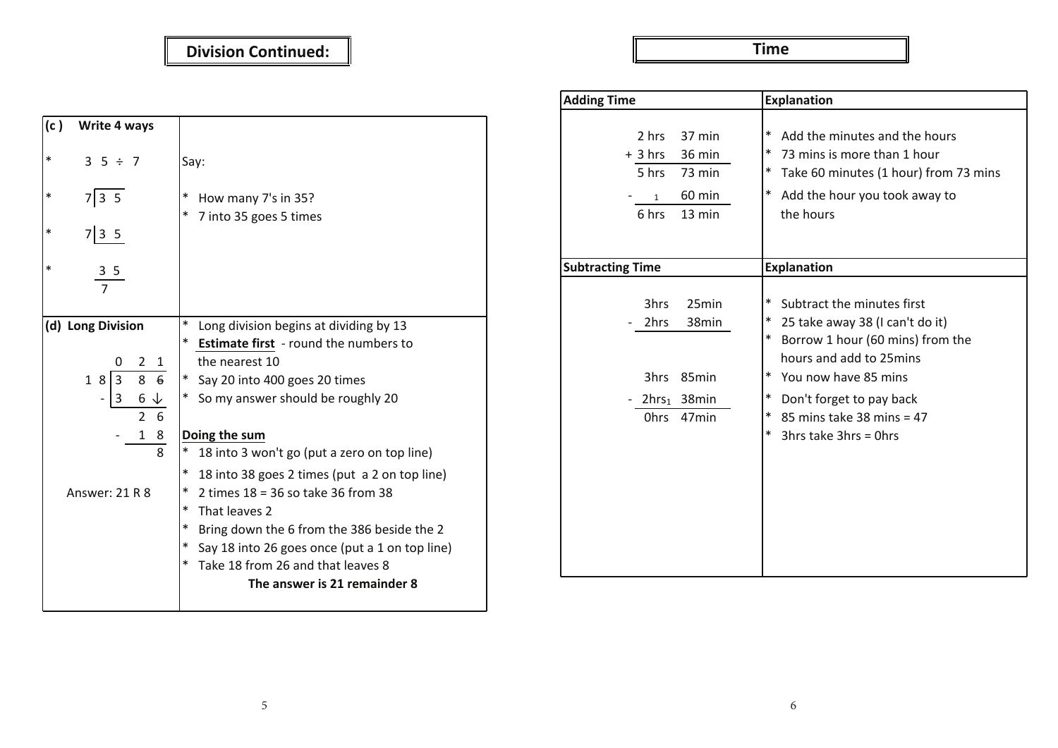# Division Continued:

| (c) Write 4 ways | |
|---|---|
| * 3 5 ÷ 7 | Say: |
| * $7\overline{)35}$ | * How many 7's in 35? <br> * 7 into 35 goes 5 times |
| * $7\overline{)35}$ | |
| * $\frac{35}{7}$ | |
| **(d) Long Division** | * Long division begins at dividing by 13 <br> * **Estimate first** - round the numbers to the nearest 10 <br> * Say 20 into 400 goes 20 times <br> * So my answer should be roughly 20 |
| $\begin{array}{r} 0\ 2\ 1 \\ 18\overline{)3\ 8\ 6} \\ -\ 3\ 6\ \downarrow \\ 2\ 6 \\ -\ 1\ 8 \\ 8 \end{array}$ <br><br> Answer: 21 R 8 | **Doing the sum** <br> * 18 into 3 won't go (put a zero on top line) <br> * 18 into 38 goes 2 times (put a 2 on top line) <br> * 2 times 18 = 36 so take 36 from 38 <br> * That leaves 2 <br> * Bring down the 6 from the 386 beside the 2 <br> * Say 18 into 26 goes once (put a 1 on top line) <br> * Take 18 from 26 and that leaves 8 <br> **The answer is 21 remainder 8** |

# Time

| Adding Time | Explanation |
|---|---|
| 2 hrs 37 min <br> + 3 hrs 36 min <br> 5 hrs 73 min <br> - 1 60 min <br> 6 hrs 13 min | * Add the minutes and the hours <br> * 73 mins is more than 1 hour <br> * Take 60 minutes (1 hour) from 73 mins <br> * Add the hour you took away to the hours |

| Subtracting Time | Explanation |
|---|---|
| 3hrs 25min <br> - 2hrs 38min <br><br> 3hrs 85min <br> - $2hrs_1$ 38min <br> 0hrs 47min | * Subtract the minutes first <br> * 25 take away 38 (I can't do it) <br> * Borrow 1 hour (60 mins) from the hours and add to 25mins <br> * You now have 85 mins <br> * Don't forget to pay back <br> * 85 mins take 38 mins = 47 <br> * 3hrs take 3hrs = 0hrs |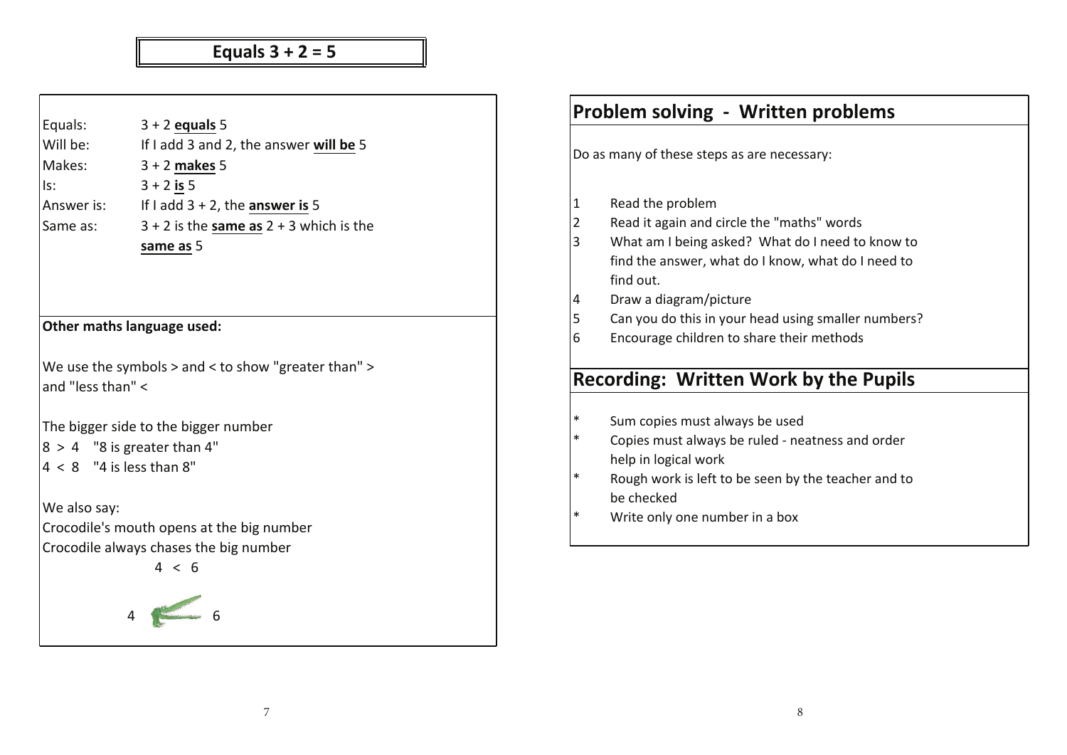## Equals 3 + 2 = 5

| | |
|---|---|
| Equals: | 3 + 2 **equals** 5 |
| Will be: | If I add 3 and 2, the answer **will be** 5 |
| Makes: | 3 + 2 **makes** 5 |
| Is: | 3 + 2 **is** 5 |
| Answer is: | If I add 3 + 2, the **answer is** 5 |
| Same as: | 3 + 2 is the **same as** 2 + 3 which is the **same as** 5 |

**Other maths language used:**

We use the symbols > and < to show "greater than" > and "less than" <

The bigger side to the bigger number

8 > 4 "8 is greater than 4"

4 < 8 "4 is less than 8"

We also say:

Crocodile's mouth opens at the big number

Crocodile always chases the big number

4 < 6

4 6

## Problem solving - Written problems

Do as many of these steps as are necessary:

1. Read the problem
2. Read it again and circle the "maths" words
3. What am I being asked? What do I need to know to find the answer, what do I know, what do I need to find out.
4. Draw a diagram/picture
5. Can you do this in your head using smaller numbers?
6. Encourage children to share their methods

## Recording: Written Work by the Pupils

- Sum copies must always be used
- Copies must always be ruled - neatness and order help in logical work
- Rough work is left to be seen by the teacher and to be checked
- Write only one number in a box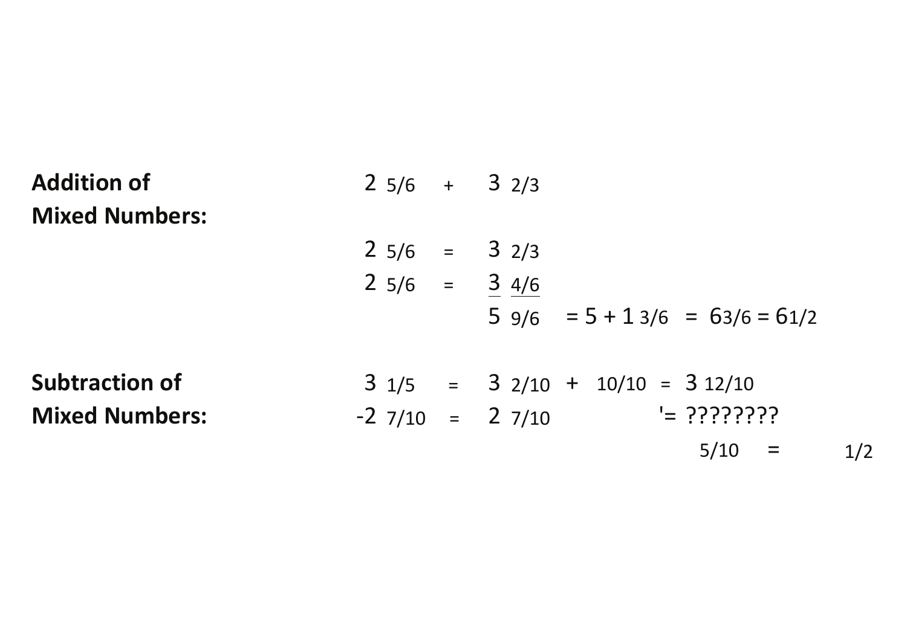**Addition of Mixed Numbers:**

$2\ 5/6 \quad + \quad 3\ 2/3$

$2\ 5/6 \quad = \quad 3\ 2/3$

$2\ 5/6 \quad = \quad 3\ 4/6$

$5\ 9/6 \quad = 5 + 1\ 3/6 \quad = \quad 6\ 3/6 = 6\ 1/2$

**Subtraction of Mixed Numbers:**

$3\ 1/5 \quad = \quad 3\ 2/10 \ + \ 10/10 \ = \ 3\ 12/10$

$-2\ 7/10 \quad = \quad 2\ 7/10 \qquad$ '= ????????

$5/10 \quad = \quad 1/2$